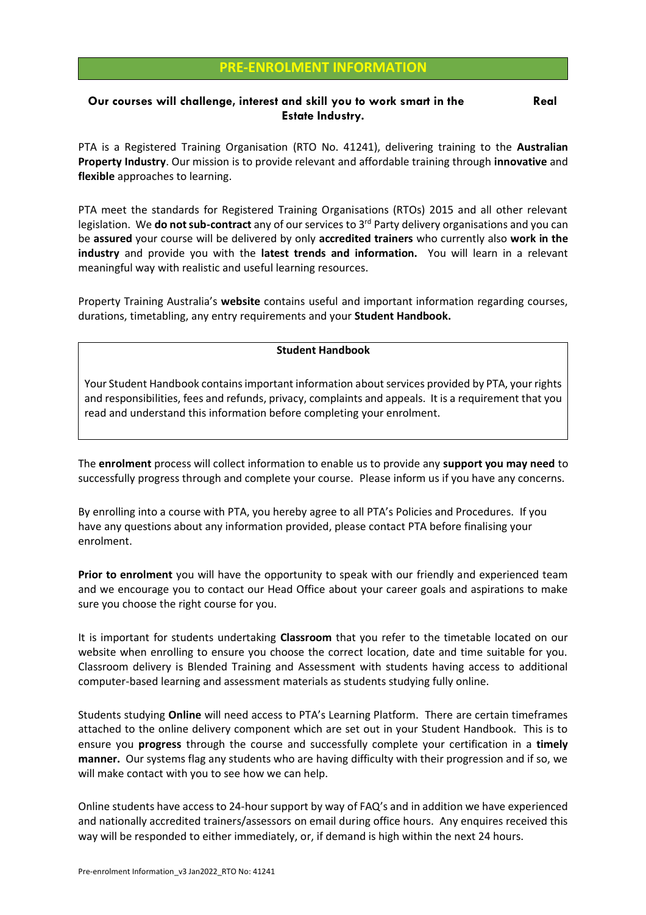# PRE-ENROLMENT INFORMATION

**Our courses will challenge, interest and skill you to work smart in the Real Estate Industry.**

PTA is a Registered Training Organisation (RTO No. 41241), delivering training to the **Australian Property Industry**. Our mission is to provide relevant and affordable training through **innovative** and **flexible** approaches to learning.

PTA meet the standards for Registered Training Organisations (RTOs) 2015 and all other relevant legislation. We **do not sub-contract** any of our services to 3rd Party delivery organisations and you can be **assured** your course will be delivered by only **accredited trainers** who currently also **work in the industry** and provide you with the **latest trends and information.** You will learn in a relevant meaningful way with realistic and useful learning resources.

Property Training Australia's **website** contains useful and important information regarding courses, durations, timetabling, any entry requirements and your **Student Handbook.**

| **Student Handbook** |
| --- |
| Your Student Handbook contains important information about services provided by PTA, your rights and responsibilities, fees and refunds, privacy, complaints and appeals. It is a requirement that you read and understand this information before completing your enrolment. |

The **enrolment** process will collect information to enable us to provide any **support you may need** to successfully progress through and complete your course. Please inform us if you have any concerns.

By enrolling into a course with PTA, you hereby agree to all PTA's Policies and Procedures. If you have any questions about any information provided, please contact PTA before finalising your enrolment.

**Prior to enrolment** you will have the opportunity to speak with our friendly and experienced team and we encourage you to contact our Head Office about your career goals and aspirations to make sure you choose the right course for you.

It is important for students undertaking **Classroom** that you refer to the timetable located on our website when enrolling to ensure you choose the correct location, date and time suitable for you. Classroom delivery is Blended Training and Assessment with students having access to additional computer-based learning and assessment materials as students studying fully online.

Students studying **Online** will need access to PTA's Learning Platform. There are certain timeframes attached to the online delivery component which are set out in your Student Handbook. This is to ensure you **progress** through the course and successfully complete your certification in a **timely manner.** Our systems flag any students who are having difficulty with their progression and if so, we will make contact with you to see how we can help.

Online students have access to 24-hour support by way of FAQ's and in addition we have experienced and nationally accredited trainers/assessors on email during office hours. Any enquires received this way will be responded to either immediately, or, if demand is high within the next 24 hours.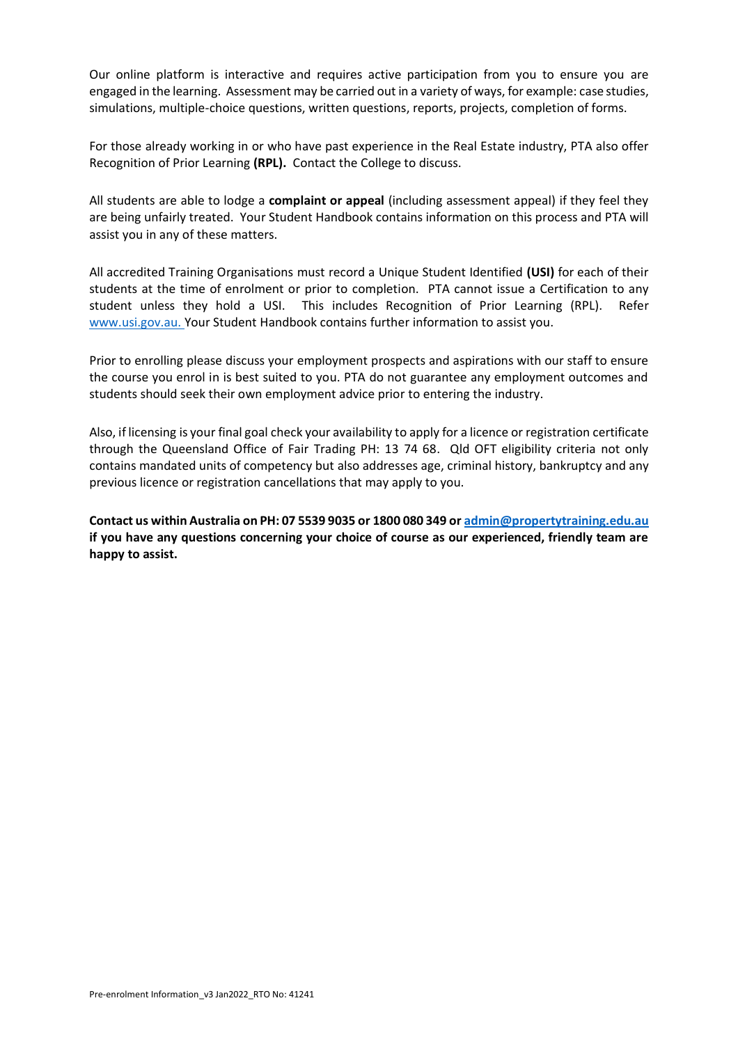Our online platform is interactive and requires active participation from you to ensure you are engaged in the learning. Assessment may be carried out in a variety of ways, for example: case studies, simulations, multiple-choice questions, written questions, reports, projects, completion of forms.

For those already working in or who have past experience in the Real Estate industry, PTA also offer Recognition of Prior Learning **(RPL).** Contact the College to discuss.

All students are able to lodge a **complaint or appeal** (including assessment appeal) if they feel they are being unfairly treated. Your Student Handbook contains information on this process and PTA will assist you in any of these matters.

All accredited Training Organisations must record a Unique Student Identified **(USI)** for each of their students at the time of enrolment or prior to completion. PTA cannot issue a Certification to any student unless they hold a USI. This includes Recognition of Prior Learning (RPL). Refer www.usi.gov.au. Your Student Handbook contains further information to assist you.

Prior to enrolling please discuss your employment prospects and aspirations with our staff to ensure the course you enrol in is best suited to you. PTA do not guarantee any employment outcomes and students should seek their own employment advice prior to entering the industry.

Also, if licensing is your final goal check your availability to apply for a licence or registration certificate through the Queensland Office of Fair Trading PH: 13 74 68. Qld OFT eligibility criteria not only contains mandated units of competency but also addresses age, criminal history, bankruptcy and any previous licence or registration cancellations that may apply to you.

**Contact us within Australia on PH: 07 5539 9035 or 1800 080 349 or admin@propertytraining.edu.au if you have any questions concerning your choice of course as our experienced, friendly team are happy to assist.**

Pre-enrolment Information_v3 Jan2022_RTO No: 41241